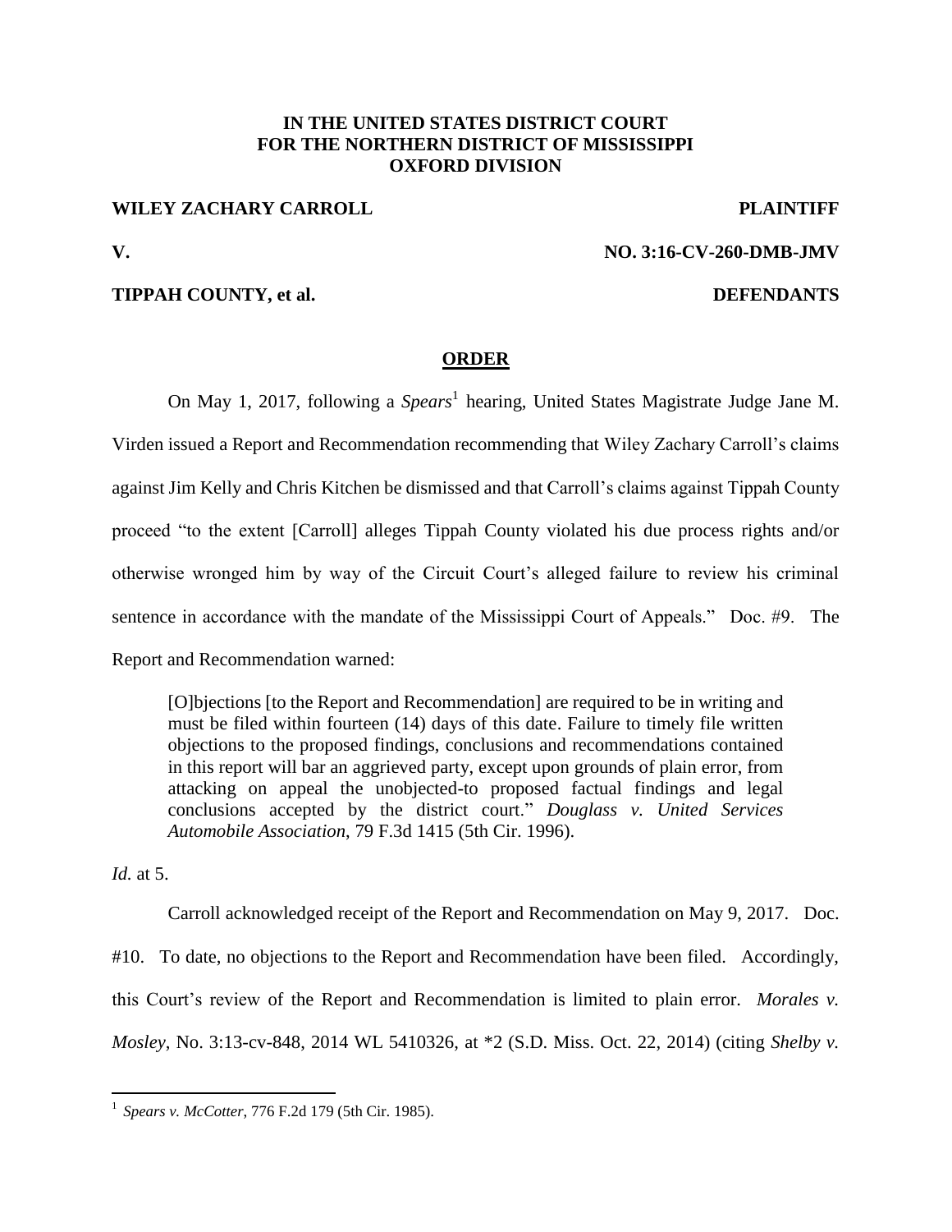**IN THE UNITED STATES DISTRICT COURT**
**FOR THE NORTHERN DISTRICT OF MISSISSIPPI**
**OXFORD DIVISION**

**WILEY ZACHARY CARROLL** **PLAINTIFF**

**V.** **NO. 3:16-CV-260-DMB-JMV**

**TIPPAH COUNTY, et al.** **DEFENDANTS**

## ORDER

On May 1, 2017, following a *Spears*[1] hearing, United States Magistrate Judge Jane M. Virden issued a Report and Recommendation recommending that Wiley Zachary Carroll's claims against Jim Kelly and Chris Kitchen be dismissed and that Carroll's claims against Tippah County proceed "to the extent [Carroll] alleges Tippah County violated his due process rights and/or otherwise wronged him by way of the Circuit Court's alleged failure to review his criminal sentence in accordance with the mandate of the Mississippi Court of Appeals." Doc. #9. The Report and Recommendation warned:

> [O]bjections [to the Report and Recommendation] are required to be in writing and must be filed within fourteen (14) days of this date. Failure to timely file written objections to the proposed findings, conclusions and recommendations contained in this report will bar an aggrieved party, except upon grounds of plain error, from attacking on appeal the unobjected-to proposed factual findings and legal conclusions accepted by the district court." *Douglass v. United Services Automobile Association*, 79 F.3d 1415 (5th Cir. 1996).

*Id.* at 5.

Carroll acknowledged receipt of the Report and Recommendation on May 9, 2017. Doc. #10. To date, no objections to the Report and Recommendation have been filed. Accordingly, this Court's review of the Report and Recommendation is limited to plain error. *Morales v. Mosley*, No. 3:13-cv-848, 2014 WL 5410326, at *2 (S.D. Miss. Oct. 22, 2014) (citing *Shelby v.*

---

[1] *Spears v. McCotter*, 776 F.2d 179 (5th Cir. 1985).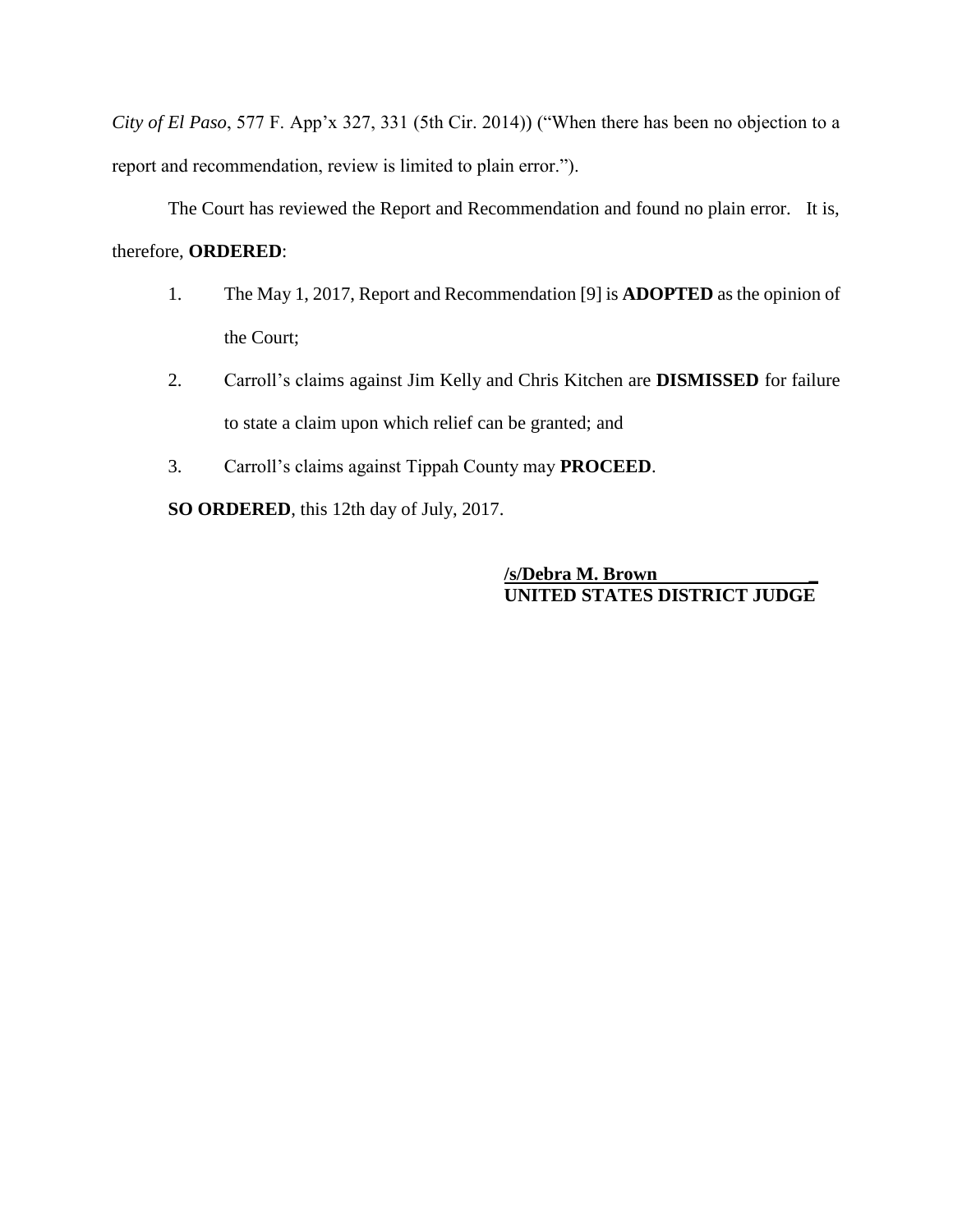*City of El Paso*, 577 F. App'x 327, 331 (5th Cir. 2014)) ("When there has been no objection to a report and recommendation, review is limited to plain error.").

The Court has reviewed the Report and Recommendation and found no plain error. It is, therefore, **ORDERED**:

1. The May 1, 2017, Report and Recommendation [9] is **ADOPTED** as the opinion of the Court;
2. Carroll's claims against Jim Kelly and Chris Kitchen are **DISMISSED** for failure to state a claim upon which relief can be granted; and
3. Carroll's claims against Tippah County may **PROCEED**.

**SO ORDERED**, this 12th day of July, 2017.

**/s/Debra M. Brown**
**UNITED STATES DISTRICT JUDGE**